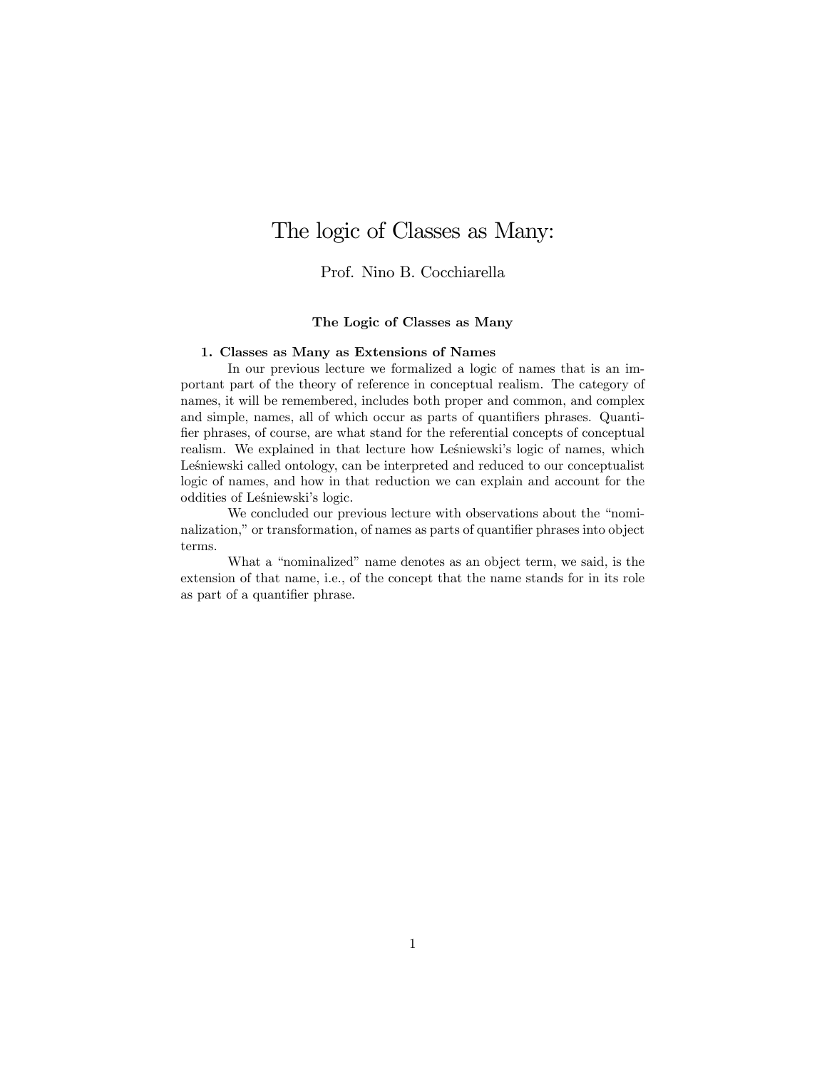# The logic of Classes as Many:

Prof. Nino B. Cocchiarella

**The Logic of Classes as Many**

## 1. Classes as Many as Extensions of Names

In our previous lecture we formalized a logic of names that is an important part of the theory of reference in conceptual realism. The category of names, it will be remembered, includes both proper and common, and complex and simple, names, all of which occur as parts of quantifiers phrases. Quantifier phrases, of course, are what stand for the referential concepts of conceptual realism. We explained in that lecture how Leśniewski's logic of names, which Leśniewski called ontology, can be interpreted and reduced to our conceptualist logic of names, and how in that reduction we can explain and account for the oddities of Leśniewski's logic.

We concluded our previous lecture with observations about the "nominalization," or transformation, of names as parts of quantifier phrases into object terms.

What a "nominalized" name denotes as an object term, we said, is the extension of that name, i.e., of the concept that the name stands for in its role as part of a quantifier phrase.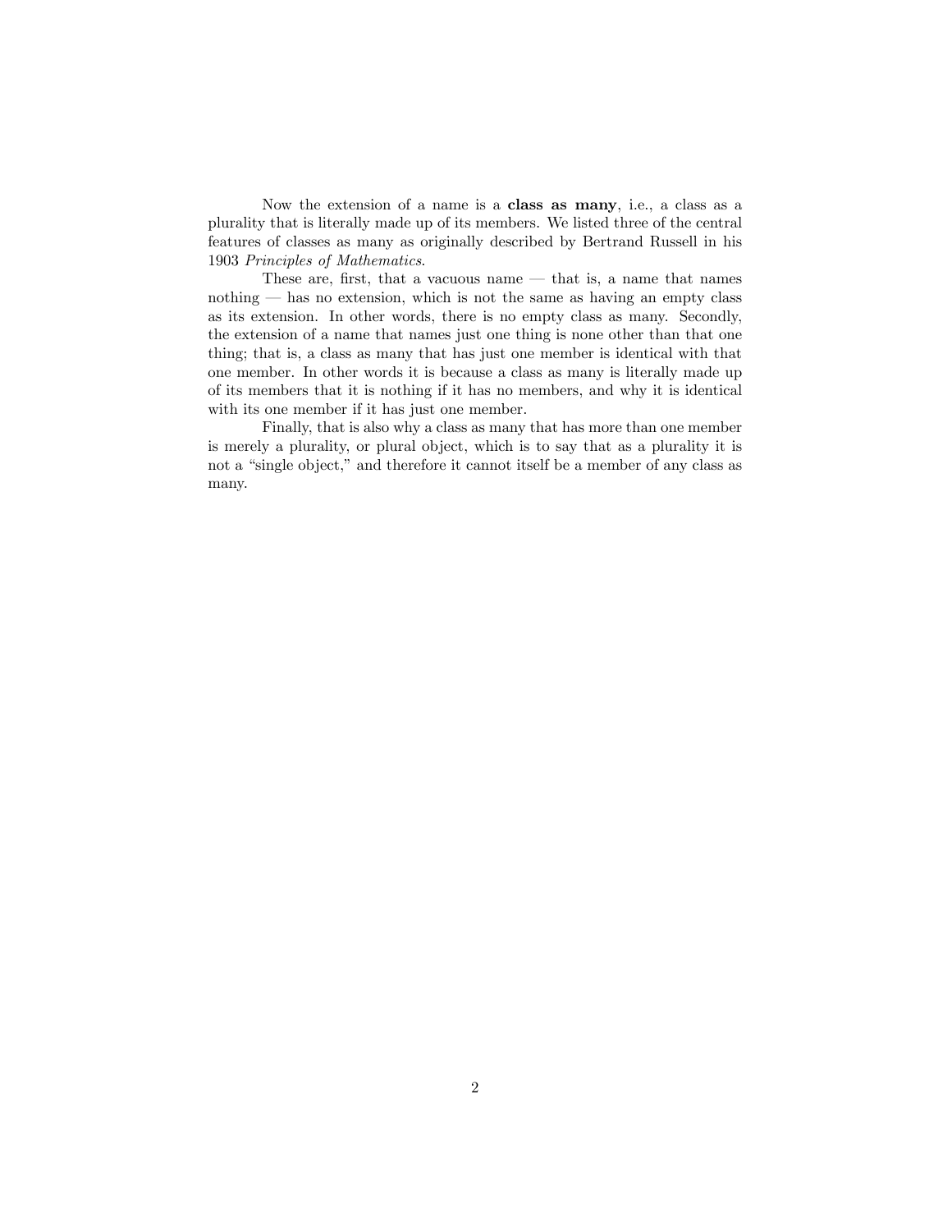Now the extension of a name is a **class as many**, i.e., a class as a plurality that is literally made up of its members. We listed three of the central features of classes as many as originally described by Bertrand Russell in his 1903 *Principles of Mathematics*.

These are, first, that a vacuous name — that is, a name that names nothing — has no extension, which is not the same as having an empty class as its extension. In other words, there is no empty class as many. Secondly, the extension of a name that names just one thing is none other than that one thing; that is, a class as many that has just one member is identical with that one member. In other words it is because a class as many is literally made up of its members that it is nothing if it has no members, and why it is identical with its one member if it has just one member.

Finally, that is also why a class as many that has more than one member is merely a plurality, or plural object, which is to say that as a plurality it is not a "single object," and therefore it cannot itself be a member of any class as many.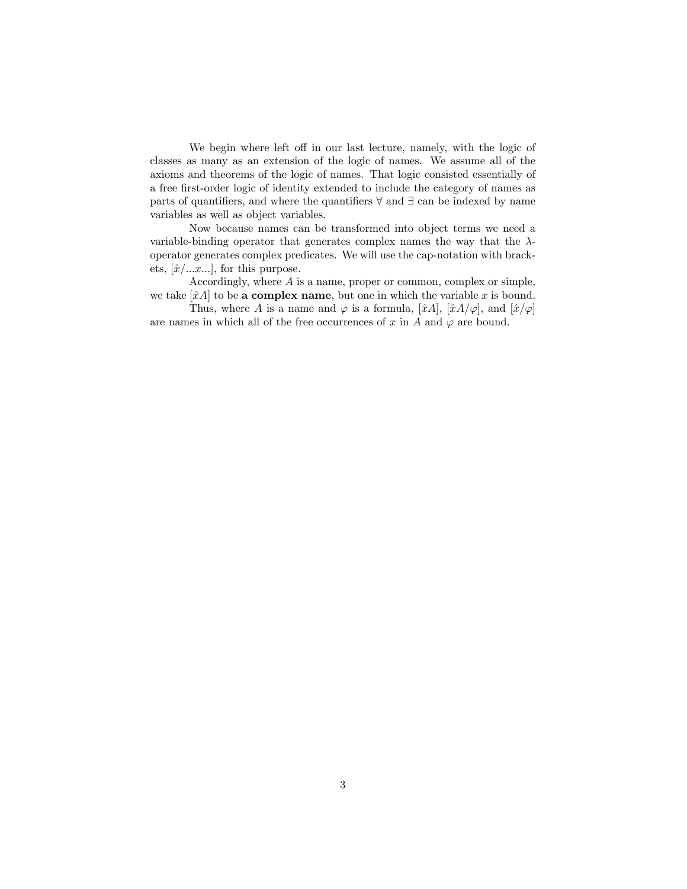We begin where left off in our last lecture, namely, with the logic of classes as many as an extension of the logic of names. We assume all of the axioms and theorems of the logic of names. That logic consisted essentially of a free first-order logic of identity extended to include the category of names as parts of quantifiers, and where the quantifiers $\forall$ and $\exists$ can be indexed by name variables as well as object variables.

Now because names can be transformed into object terms we need a variable-binding operator that generates complex names the way that the $\lambda$-operator generates complex predicates. We will use the cap-notation with brackets, $[\hat{x}/...x...]$, for this purpose.

Accordingly, where $A$ is a name, proper or common, complex or simple, we take $[\hat{x}A]$ to be **a complex name**, but one in which the variable $x$ is bound.

Thus, where $A$ is a name and $\varphi$ is a formula, $[\hat{x}A]$, $[\hat{x}A/\varphi]$, and $[\hat{x}/\varphi]$ are names in which all of the free occurrences of $x$ in $A$ and $\varphi$ are bound.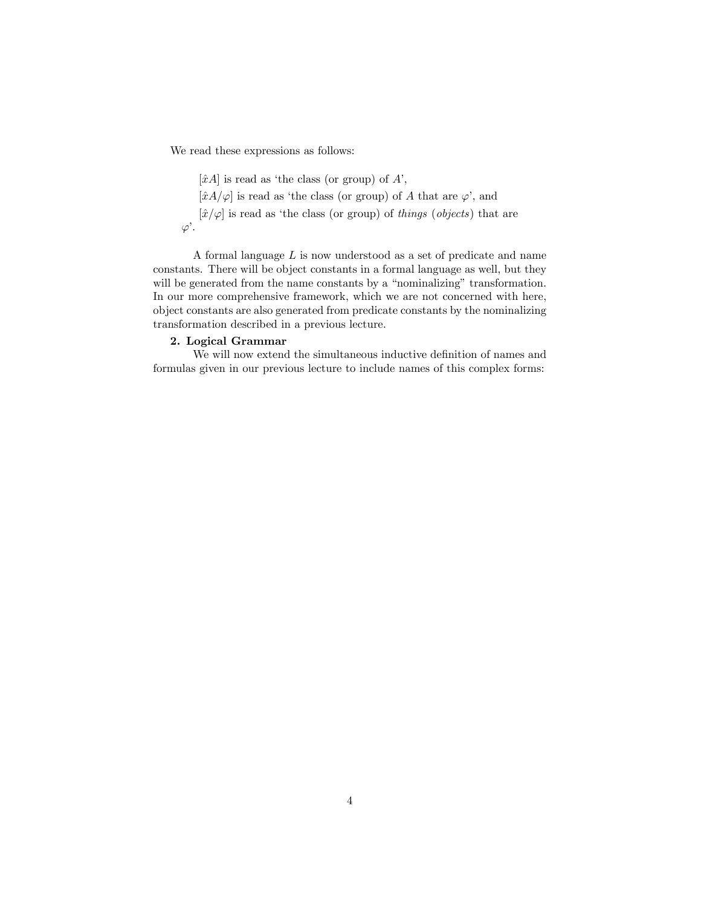We read these expressions as follows:

> $[\hat{x}A]$ is read as 'the class (or group) of $A$',
>
> $[\hat{x}A/\varphi]$ is read as 'the class (or group) of $A$ that are $\varphi$', and
>
> $[\hat{x}/\varphi]$ is read as 'the class (or group) of *things* (*objects*) that are $\varphi$'.

A formal language $L$ is now understood as a set of predicate and name constants. There will be object constants in a formal language as well, but they will be generated from the name constants by a "nominalizing" transformation. In our more comprehensive framework, which we are not concerned with here, object constants are also generated from predicate constants by the nominalizing transformation described in a previous lecture.

**2. Logical Grammar**

We will now extend the simultaneous inductive definition of names and formulas given in our previous lecture to include names of this complex forms: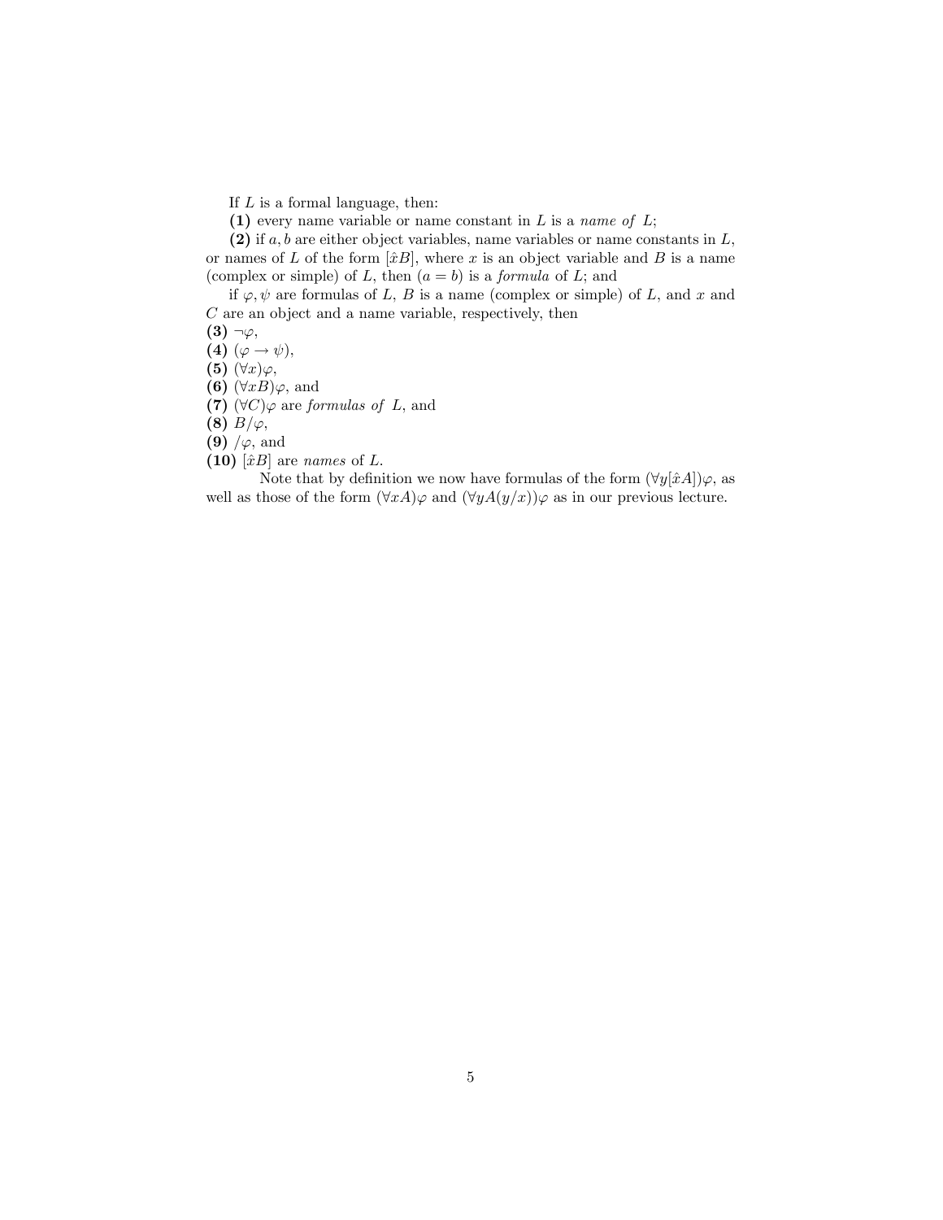If $L$ is a formal language, then:

**(1)** every name variable or name constant in $L$ is a *name of* $L$;

**(2)** if $a, b$ are either object variables, name variables or name constants in $L$, or names of $L$ of the form $[\hat{x}B]$, where $x$ is an object variable and $B$ is a name (complex or simple) of $L$, then $(a = b)$ is a *formula* of $L$; and

if $\varphi, \psi$ are formulas of $L$, $B$ is a name (complex or simple) of $L$, and $x$ and $C$ are an object and a name variable, respectively, then

**(3)** $\neg\varphi$,

**(4)** $(\varphi \rightarrow \psi)$,

**(5)** $(\forall x)\varphi$,

**(6)** $(\forall xB)\varphi$, and

**(7)** $(\forall C)\varphi$ are *formulas of* $L$, and

**(8)** $B/\varphi$,

**(9)** $/\varphi$, and

**(10)** $[\hat{x}B]$ are *names* of $L$.

Note that by definition we now have formulas of the form $(\forall y[\hat{x}A])\varphi$, as well as those of the form $(\forall xA)\varphi$ and $(\forall yA(y/x))\varphi$ as in our previous lecture.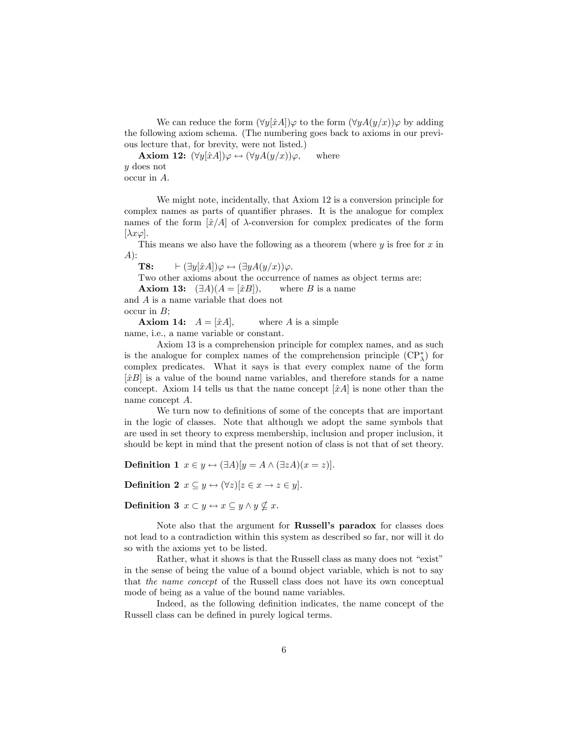We can reduce the form $(\forall y[\hat{x}A])\varphi$ to the form $(\forall y A(y/x))\varphi$ by adding the following axiom schema. (The numbering goes back to axioms in our previous lecture that, for brevity, were not listed.)

**Axiom 12:** $(\forall y[\hat{x}A])\varphi \leftrightarrow (\forall y A(y/x))\varphi$, where $y$ does not occur in $A$.

We might note, incidentally, that Axiom 12 is a conversion principle for complex names as parts of quantifier phrases. It is the analogue for complex names of the form $[\hat{x}/A]$ of $\lambda$-conversion for complex predicates of the form $[\lambda x\varphi]$.

This means we also have the following as a theorem (where $y$ is free for $x$ in $A$):

**T8:** $\vdash (\exists y[\hat{x}A])\varphi \leftrightarrow (\exists y A(y/x))\varphi$.

Two other axioms about the occurrence of names as object terms are:

**Axiom 13:** $(\exists A)(A = [\hat{x}B])$, where $B$ is a name and $A$ is a name variable that does not occur in $B$;

**Axiom 14:** $A = [\hat{x}A]$, where $A$ is a simple name, i.e., a name variable or constant.

Axiom 13 is a comprehension principle for complex names, and as such is the analogue for complex names of the comprehension principle ($CP^*_\lambda$) for complex predicates. What it says is that every complex name of the form $[\hat{x}B]$ is a value of the bound name variables, and therefore stands for a name concept. Axiom 14 tells us that the name concept $[\hat{x}A]$ is none other than the name concept $A$.

We turn now to definitions of some of the concepts that are important in the logic of classes. Note that although we adopt the same symbols that are used in set theory to express membership, inclusion and proper inclusion, it should be kept in mind that the present notion of class is not that of set theory.

**Definition 1** $x \in y \leftrightarrow (\exists A)[y = A \wedge (\exists z A)(x = z)]$.

**Definition 2** $x \subseteq y \leftrightarrow (\forall z)[z \in x \rightarrow z \in y]$.

**Definition 3** $x \subset y \leftrightarrow x \subseteq y \wedge y \nsubseteq x$.

Note also that the argument for **Russell's paradox** for classes does not lead to a contradiction within this system as described so far, nor will it do so with the axioms yet to be listed.

Rather, what it shows is that the Russell class as many does not "exist" in the sense of being the value of a bound object variable, which is not to say that *the name concept* of the Russell class does not have its own conceptual mode of being as a value of the bound name variables.

Indeed, as the following definition indicates, the name concept of the Russell class can be defined in purely logical terms.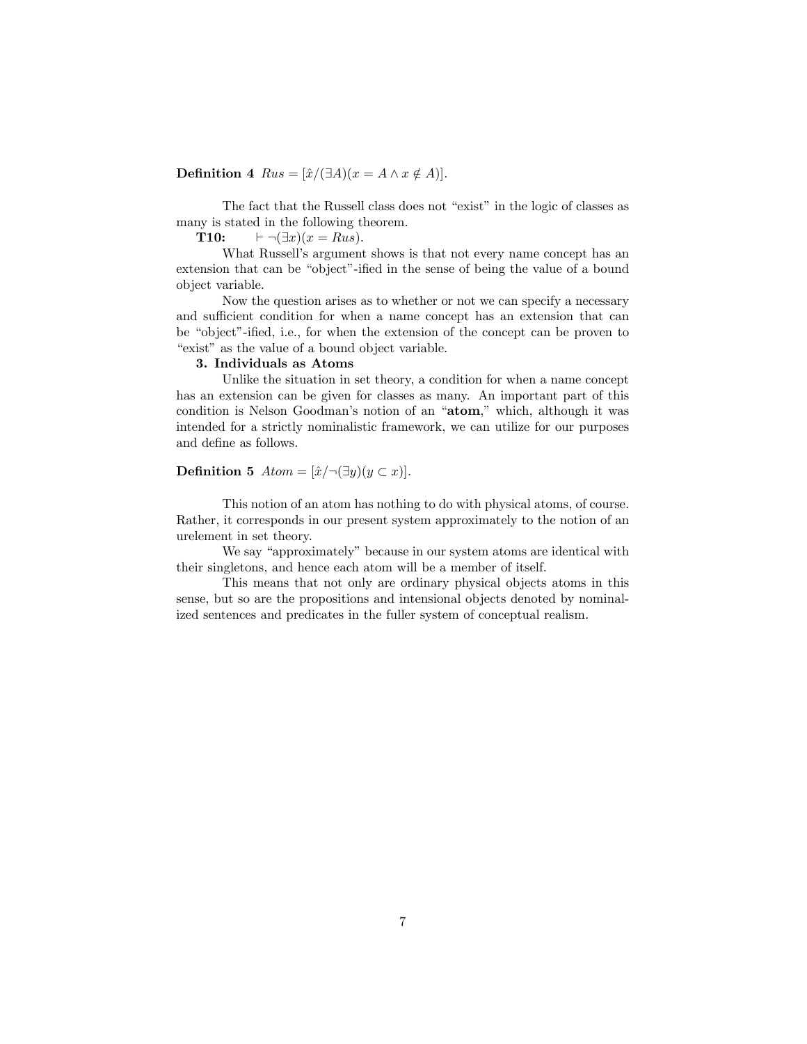**Definition 4** $Rus = [\hat{x}/(\exists A)(x = A \wedge x \notin A)]$.

The fact that the Russell class does not "exist" in the logic of classes as many is stated in the following theorem.

**T10:** $\vdash \neg(\exists x)(x = Rus)$.

What Russell's argument shows is that not every name concept has an extension that can be "object"-ified in the sense of being the value of a bound object variable.

Now the question arises as to whether or not we can specify a necessary and sufficient condition for when a name concept has an extension that can be "object"-ified, i.e., for when the extension of the concept can be proven to "exist" as the value of a bound object variable.

### 3. Individuals as Atoms

Unlike the situation in set theory, a condition for when a name concept has an extension can be given for classes as many. An important part of this condition is Nelson Goodman's notion of an "**atom**," which, although it was intended for a strictly nominalistic framework, we can utilize for our purposes and define as follows.

**Definition 5** $Atom = [\hat{x}/\neg(\exists y)(y \subset x)]$.

This notion of an atom has nothing to do with physical atoms, of course. Rather, it corresponds in our present system approximately to the notion of an urelement in set theory.

We say "approximately" because in our system atoms are identical with their singletons, and hence each atom will be a member of itself.

This means that not only are ordinary physical objects atoms in this sense, but so are the propositions and intensional objects denoted by nominalized sentences and predicates in the fuller system of conceptual realism.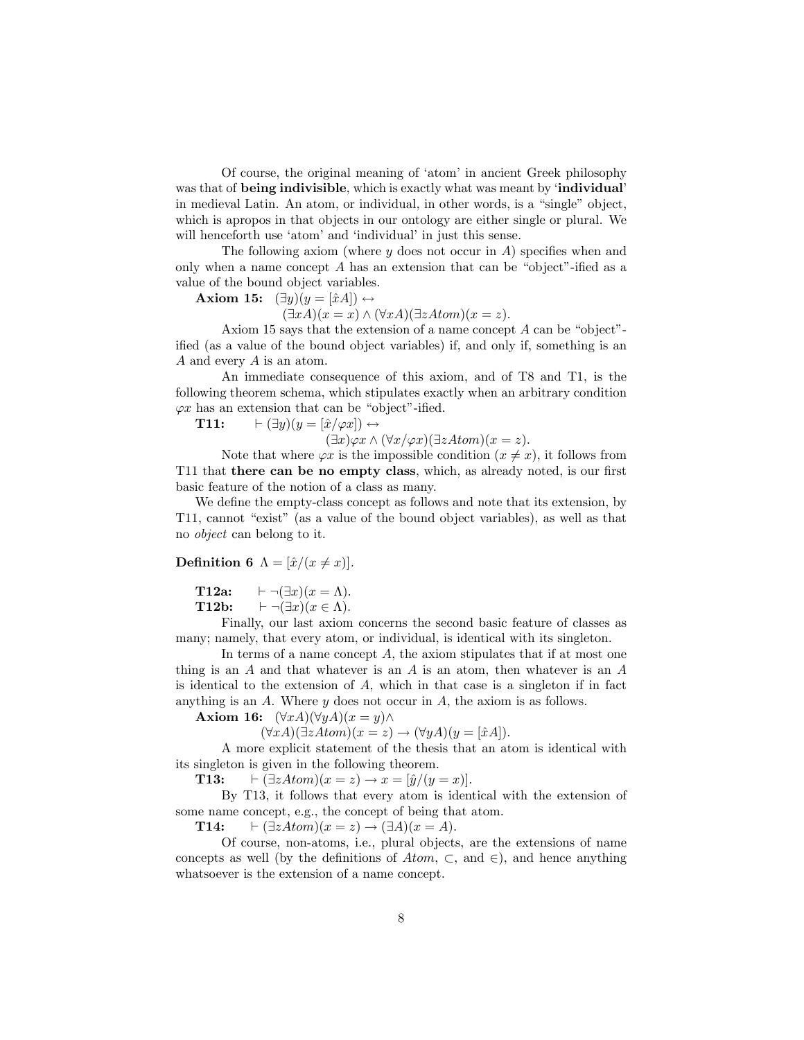Of course, the original meaning of 'atom' in ancient Greek philosophy was that of **being indivisible**, which is exactly what was meant by '**individual**' in medieval Latin. An atom, or individual, in other words, is a "single" object, which is apropos in that objects in our ontology are either single or plural. We will henceforth use 'atom' and 'individual' in just this sense.

The following axiom (where $y$ does not occur in $A$) specifies when and only when a name concept $A$ has an extension that can be "object"-ified as a value of the bound object variables.

**Axiom 15:** $(\exists y)(y = [\hat{x}A]) \leftrightarrow$
$$(\exists xA)(x = x) \wedge (\forall xA)(\exists zAtom)(x = z).$$

Axiom 15 says that the extension of a name concept $A$ can be "object"-ified (as a value of the bound object variables) if, and only if, something is an $A$ and every $A$ is an atom.

An immediate consequence of this axiom, and of T8 and T1, is the following theorem schema, which stipulates exactly when an arbitrary condition $\varphi x$ has an extension that can be "object"-ified.

**T11:** $\vdash (\exists y)(y = [\hat{x}/\varphi x]) \leftrightarrow$
$$(\exists x)\varphi x \wedge (\forall x/\varphi x)(\exists zAtom)(x = z).$$

Note that where $\varphi x$ is the impossible condition $(x \neq x)$, it follows from T11 that **there can be no empty class**, which, as already noted, is our first basic feature of the notion of a class as many.

We define the empty-class concept as follows and note that its extension, by T11, cannot "exist" (as a value of the bound object variables), as well as that no *object* can belong to it.

**Definition 6** $\Lambda = [\hat{x}/(x \neq x)]$.

**T12a:** $\vdash \neg(\exists x)(x = \Lambda)$.

**T12b:** $\vdash \neg(\exists x)(x \in \Lambda)$.

Finally, our last axiom concerns the second basic feature of classes as many; namely, that every atom, or individual, is identical with its singleton.

In terms of a name concept $A$, the axiom stipulates that if at most one thing is an $A$ and that whatever is an $A$ is an atom, then whatever is an $A$ is identical to the extension of $A$, which in that case is a singleton if in fact anything is an $A$. Where $y$ does not occur in $A$, the axiom is as follows.

**Axiom 16:** $(\forall xA)(\forall yA)(x = y) \wedge$
$$(\forall xA)(\exists zAtom)(x = z) \rightarrow (\forall yA)(y = [\hat{x}A]).$$

A more explicit statement of the thesis that an atom is identical with its singleton is given in the following theorem.

**T13:** $\vdash (\exists zAtom)(x = z) \rightarrow x = [\hat{y}/(y = x)]$.

By T13, it follows that every atom is identical with the extension of some name concept, e.g., the concept of being that atom.

**T14:** $\vdash (\exists zAtom)(x = z) \rightarrow (\exists A)(x = A)$.

Of course, non-atoms, i.e., plural objects, are the extensions of name concepts as well (by the definitions of $Atom$, $\subset$, and $\in$), and hence anything whatsoever is the extension of a name concept.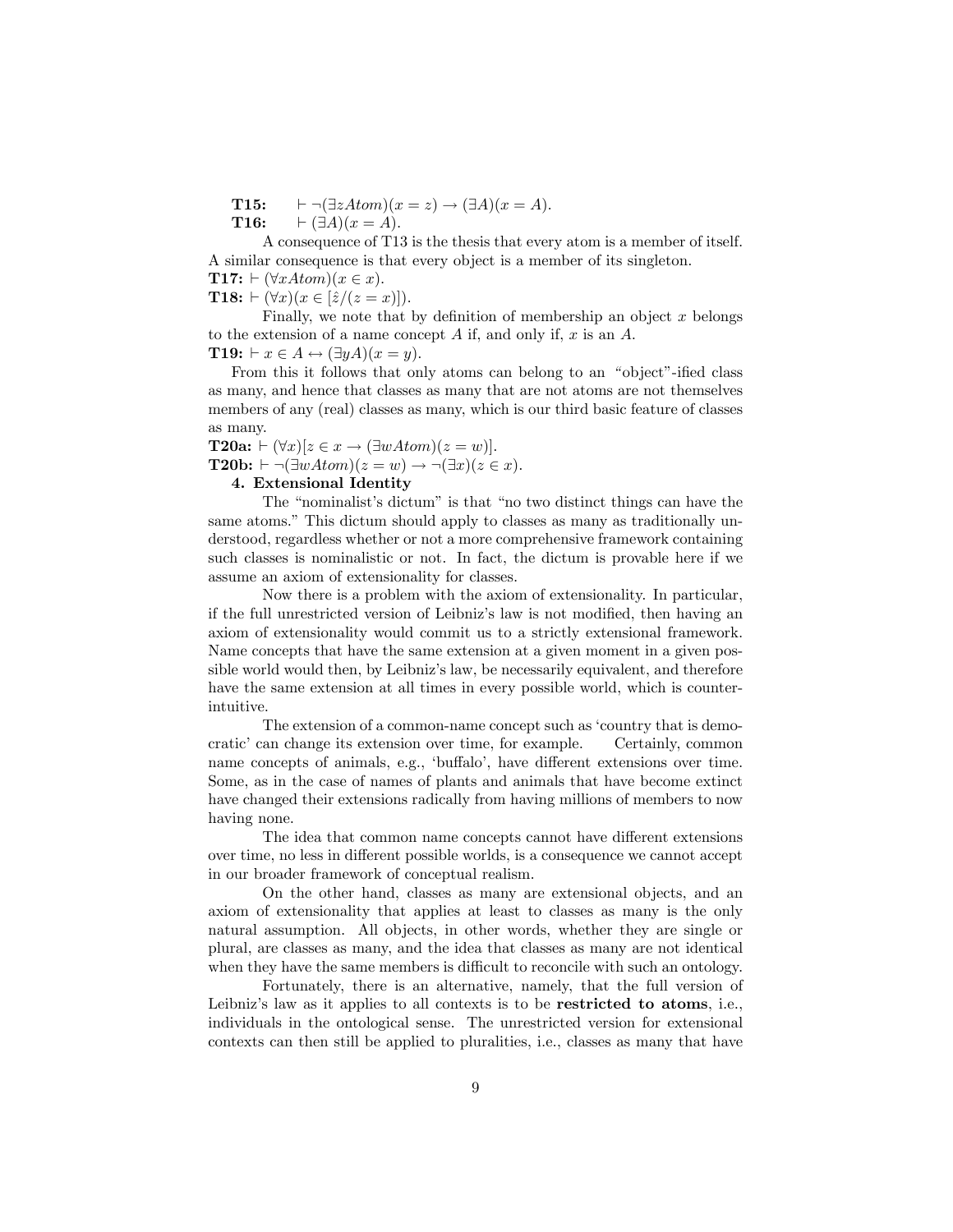**T15:** $\vdash \neg(\exists z Atom)(x = z) \rightarrow (\exists A)(x = A)$.

**T16:** $\vdash (\exists A)(x = A)$.

A consequence of T13 is the thesis that every atom is a member of itself. A similar consequence is that every object is a member of its singleton.

**T17:** $\vdash (\forall x Atom)(x \in x)$.

**T18:** $\vdash (\forall x)(x \in [\hat{z}/(z = x)])$.

Finally, we note that by definition of membership an object $x$ belongs to the extension of a name concept $A$ if, and only if, $x$ is an $A$.

**T19:** $\vdash x \in A \leftrightarrow (\exists y A)(x = y)$.

From this it follows that only atoms can belong to an "object"-ified class as many, and hence that classes as many that are not atoms are not themselves members of any (real) classes as many, which is our third basic feature of classes as many.

**T20a:** $\vdash (\forall x)[z \in x \rightarrow (\exists w Atom)(z = w)]$.

**T20b:** $\vdash \neg(\exists w Atom)(z = w) \rightarrow \neg(\exists x)(z \in x)$.

**4. Extensional Identity**

The "nominalist's dictum" is that "no two distinct things can have the same atoms." This dictum should apply to classes as many as traditionally understood, regardless whether or not a more comprehensive framework containing such classes is nominalistic or not. In fact, the dictum is provable here if we assume an axiom of extensionality for classes.

Now there is a problem with the axiom of extensionality. In particular, if the full unrestricted version of Leibniz's law is not modified, then having an axiom of extensionality would commit us to a strictly extensional framework. Name concepts that have the same extension at a given moment in a given possible world would then, by Leibniz's law, be necessarily equivalent, and therefore have the same extension at all times in every possible world, which is counterintuitive.

The extension of a common-name concept such as 'country that is democratic' can change its extension over time, for example. Certainly, common name concepts of animals, e.g., 'buffalo', have different extensions over time. Some, as in the case of names of plants and animals that have become extinct have changed their extensions radically from having millions of members to now having none.

The idea that common name concepts cannot have different extensions over time, no less in different possible worlds, is a consequence we cannot accept in our broader framework of conceptual realism.

On the other hand, classes as many are extensional objects, and an axiom of extensionality that applies at least to classes as many is the only natural assumption. All objects, in other words, whether they are single or plural, are classes as many, and the idea that classes as many are not identical when they have the same members is difficult to reconcile with such an ontology.

Fortunately, there is an alternative, namely, that the full version of Leibniz's law as it applies to all contexts is to be **restricted to atoms**, i.e., individuals in the ontological sense. The unrestricted version for extensional contexts can then still be applied to pluralities, i.e., classes as many that have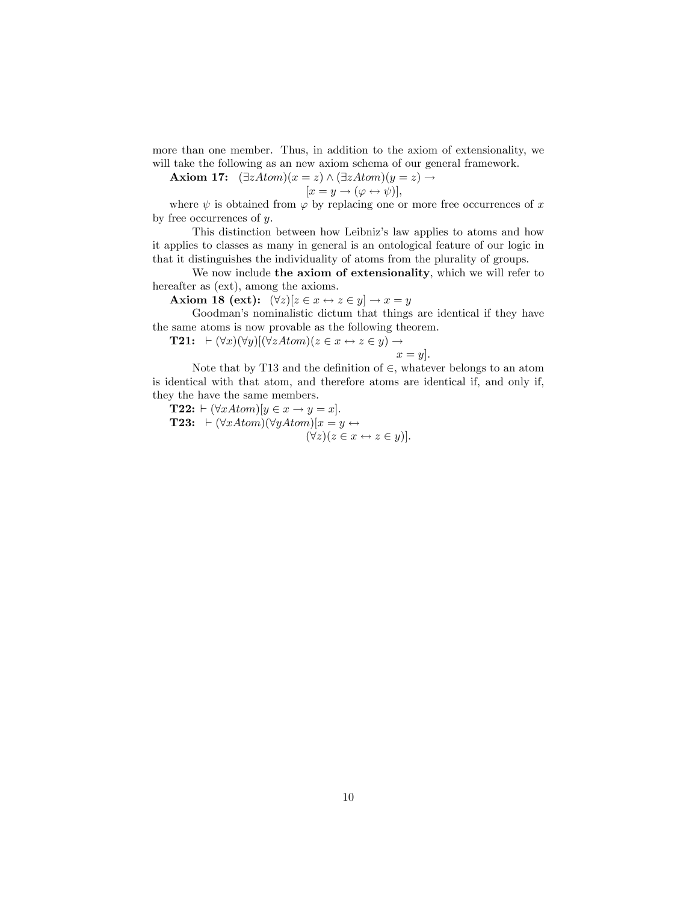more than one member. Thus, in addition to the axiom of extensionality, we will take the following as an new axiom schema of our general framework.

**Axiom 17:** $(\exists z Atom)(x = z) \wedge (\exists z Atom)(y = z) \rightarrow$
$$[x = y \rightarrow (\varphi \leftrightarrow \psi)],$$
where $\psi$ is obtained from $\varphi$ by replacing one or more free occurrences of $x$ by free occurrences of $y$.

This distinction between how Leibniz's law applies to atoms and how it applies to classes as many in general is an ontological feature of our logic in that it distinguishes the individuality of atoms from the plurality of groups.

We now include **the axiom of extensionality**, which we will refer to hereafter as (ext), among the axioms.

**Axiom 18 (ext):** $(\forall z)[z \in x \leftrightarrow z \in y] \rightarrow x = y$

Goodman's nominalistic dictum that things are identical if they have the same atoms is now provable as the following theorem.

**T21:** $\vdash (\forall x)(\forall y)[(\forall z Atom)(z \in x \leftrightarrow z \in y) \rightarrow$
$$x = y].$$

Note that by T13 and the definition of $\in$, whatever belongs to an atom is identical with that atom, and therefore atoms are identical if, and only if, they the have the same members.

**T22:** $\vdash (\forall x Atom)[y \in x \rightarrow y = x]$.

**T23:** $\vdash (\forall x Atom)(\forall y Atom)[x = y \leftrightarrow$
$$(\forall z)(z \in x \leftrightarrow z \in y)].$$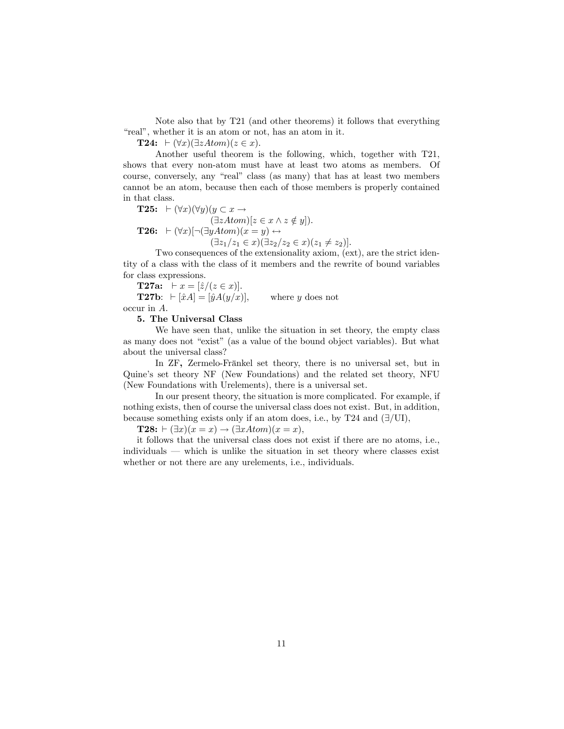Note also that by T21 (and other theorems) it follows that everything "real", whether it is an atom or not, has an atom in it.

**T24:** $\vdash (\forall x)(\exists z Atom)(z \in x)$.

Another useful theorem is the following, which, together with T21, shows that every non-atom must have at least two atoms as members. Of course, conversely, any "real" class (as many) that has at least two members cannot be an atom, because then each of those members is properly contained in that class.

**T25:** $\vdash (\forall x)(\forall y)(y \subset x \rightarrow (\exists z Atom)[z \in x \wedge z \notin y])$.

**T26:** $\vdash (\forall x)[\neg(\exists y Atom)(x = y) \leftrightarrow (\exists z_1/z_1 \in x)(\exists z_2/z_2 \in x)(z_1 \neq z_2)]$.

Two consequences of the extensionality axiom, (ext), are the strict identity of a class with the class of it members and the rewrite of bound variables for class expressions.

**T27a:** $\vdash x = [\hat{z}/(z \in x)]$.

**T27b**: $\vdash [\hat{x}A] = [\hat{y}A(y/x)]$, where $y$ does not occur in $A$.

**5. The Universal Class**

We have seen that, unlike the situation in set theory, the empty class as many does not "exist" (as a value of the bound object variables). But what about the universal class?

In ZF**,** Zermelo-Fränkel set theory, there is no universal set, but in Quine's set theory NF (New Foundations) and the related set theory, NFU (New Foundations with Urelements), there is a universal set.

In our present theory, the situation is more complicated. For example, if nothing exists, then of course the universal class does not exist. But, in addition, because something exists only if an atom does, i.e., by T24 and ($\exists$/UI),

**T28:** $\vdash (\exists x)(x = x) \rightarrow (\exists x Atom)(x = x)$,

it follows that the universal class does not exist if there are no atoms, i.e., individuals — which is unlike the situation in set theory where classes exist whether or not there are any urelements, i.e., individuals.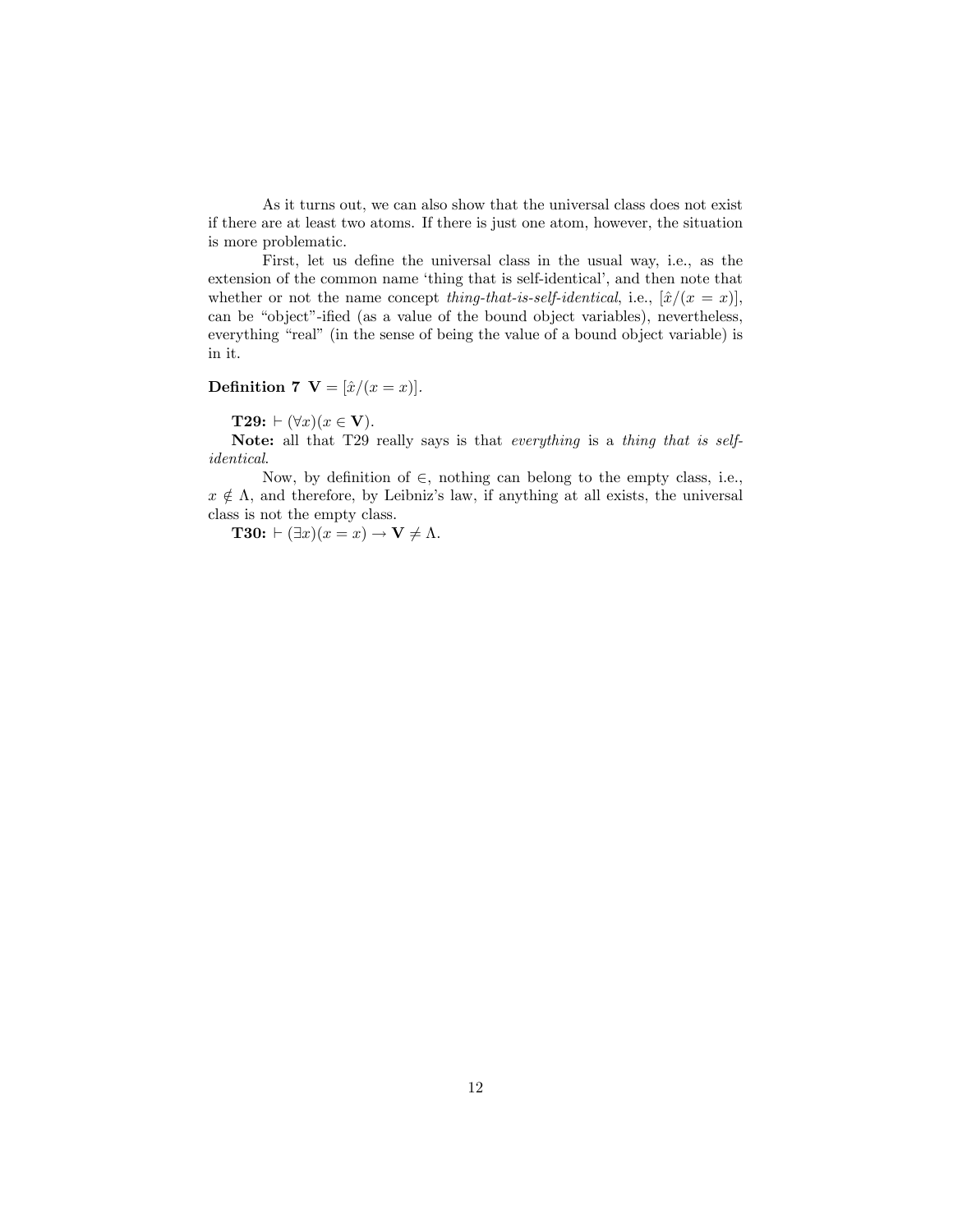As it turns out, we can also show that the universal class does not exist if there are at least two atoms. If there is just one atom, however, the situation is more problematic.

First, let us define the universal class in the usual way, i.e., as the extension of the common name 'thing that is self-identical', and then note that whether or not the name concept *thing-that-is-self-identical*, i.e., $[\hat{x}/(x = x)]$, can be "object"-ified (as a value of the bound object variables), nevertheless, everything "real" (in the sense of being the value of a bound object variable) is in it.

**Definition 7** $\mathbf{V} = [\hat{x}/(x = x)]$.

**T29:** $\vdash (\forall x)(x \in \mathbf{V})$.

**Note:** all that T29 really says is that *everything* is a *thing that is self-identical*.

Now, by definition of $\in$, nothing can belong to the empty class, i.e., $x \notin \Lambda$, and therefore, by Leibniz's law, if anything at all exists, the universal class is not the empty class.

**T30:** $\vdash (\exists x)(x = x) \to \mathbf{V} \neq \Lambda$.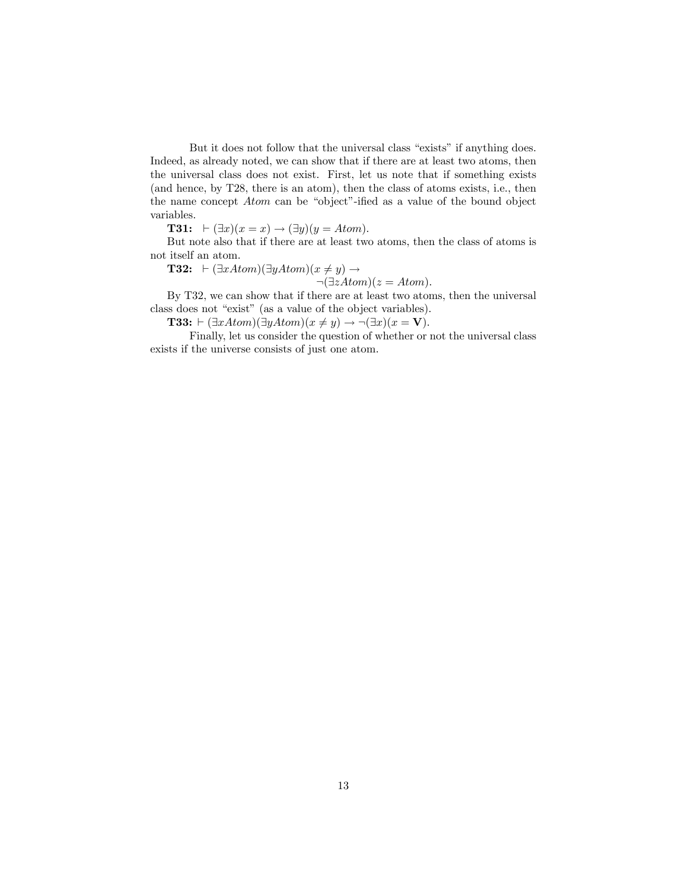But it does not follow that the universal class "exists" if anything does. Indeed, as already noted, we can show that if there are at least two atoms, then the universal class does not exist. First, let us note that if something exists (and hence, by T28, there is an atom), then the class of atoms exists, i.e., then the name concept *Atom* can be "object"-ified as a value of the bound object variables.

**T31:** $\vdash (\exists x)(x = x) \rightarrow (\exists y)(y = Atom)$.

But note also that if there are at least two atoms, then the class of atoms is not itself an atom.

**T32:** $\vdash (\exists x Atom)(\exists y Atom)(x \neq y) \rightarrow$
$\neg(\exists z Atom)(z = Atom)$.

By T32, we can show that if there are at least two atoms, then the universal class does not "exist" (as a value of the object variables).

**T33:** $\vdash (\exists x Atom)(\exists y Atom)(x \neq y) \rightarrow \neg(\exists x)(x = \mathbf{V})$.

Finally, let us consider the question of whether or not the universal class exists if the universe consists of just one atom.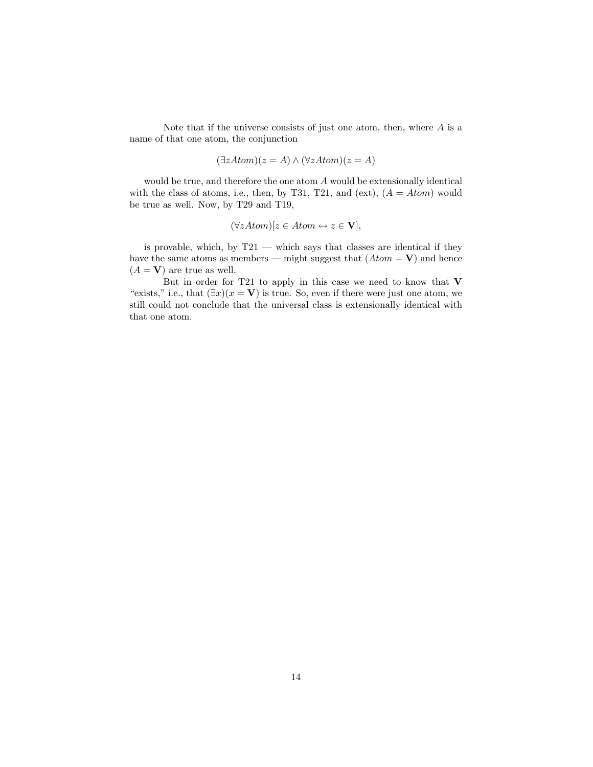Note that if the universe consists of just one atom, then, where $A$ is a name of that one atom, the conjunction

$$(\exists z Atom)(z = A) \wedge (\forall z Atom)(z = A)$$

would be true, and therefore the one atom $A$ would be extensionally identical with the class of atoms, i.e., then, by T31, T21, and (ext), $(A = Atom)$ would be true as well. Now, by T29 and T19,

$$(\forall z Atom)[z \in Atom \leftrightarrow z \in \mathbf{V}],$$

is provable, which, by T21 — which says that classes are identical if they have the same atoms as members — might suggest that $(Atom = \mathbf{V})$ and hence $(A = \mathbf{V})$ are true as well.

But in order for T21 to apply in this case we need to know that $\mathbf{V}$ "exists," i.e., that $(\exists x)(x = \mathbf{V})$ is true. So, even if there were just one atom, we still could not conclude that the universal class is extensionally identical with that one atom.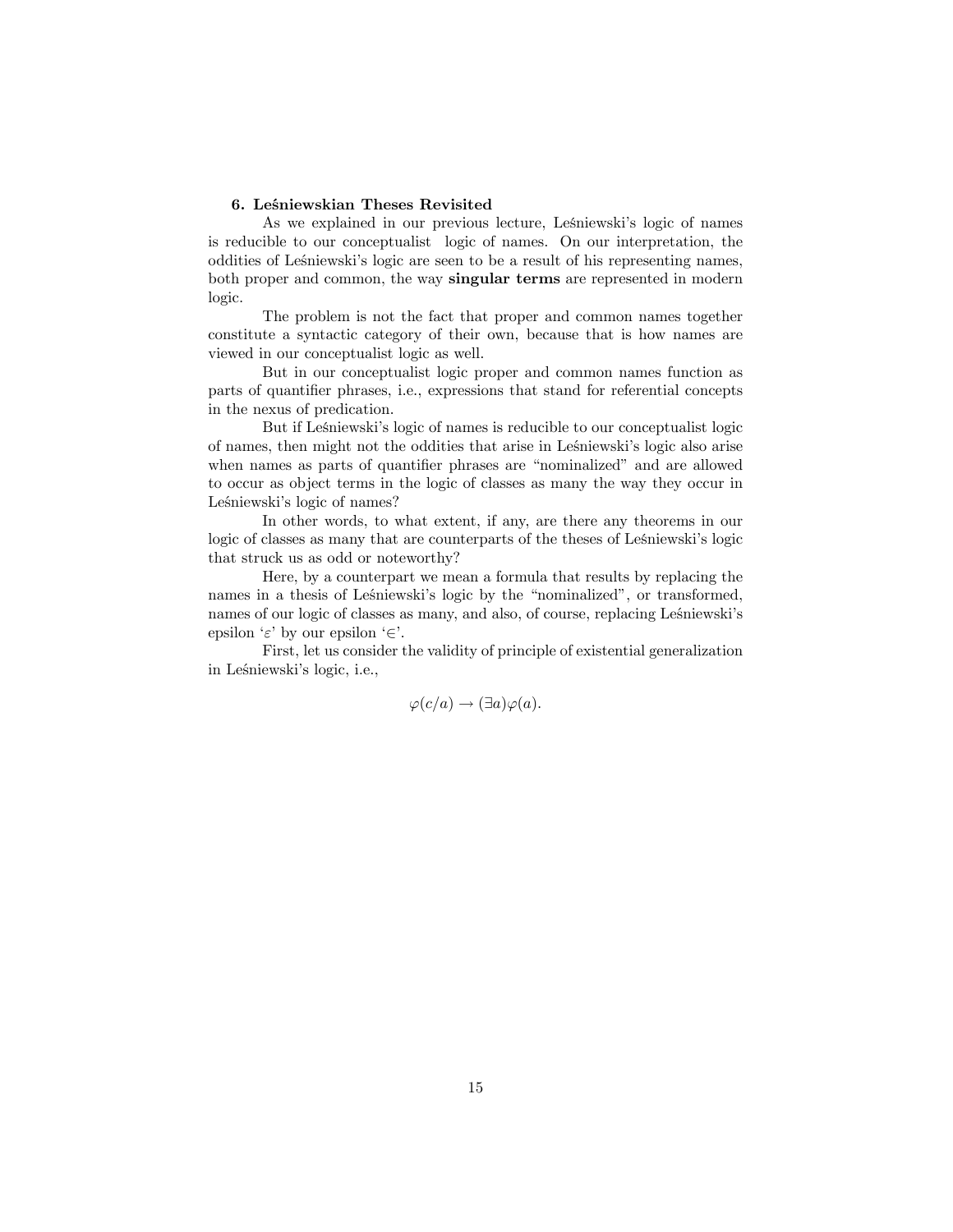### 6. Leśniewskian Theses Revisited

As we explained in our previous lecture, Leśniewski's logic of names is reducible to our conceptualist logic of names. On our interpretation, the oddities of Leśniewski's logic are seen to be a result of his representing names, both proper and common, the way **singular terms** are represented in modern logic.

The problem is not the fact that proper and common names together constitute a syntactic category of their own, because that is how names are viewed in our conceptualist logic as well.

But in our conceptualist logic proper and common names function as parts of quantifier phrases, i.e., expressions that stand for referential concepts in the nexus of predication.

But if Leśniewski's logic of names is reducible to our conceptualist logic of names, then might not the oddities that arise in Leśniewski's logic also arise when names as parts of quantifier phrases are "nominalized" and are allowed to occur as object terms in the logic of classes as many the way they occur in Leśniewski's logic of names?

In other words, to what extent, if any, are there any theorems in our logic of classes as many that are counterparts of the theses of Leśniewski's logic that struck us as odd or noteworthy?

Here, by a counterpart we mean a formula that results by replacing the names in a thesis of Leśniewski's logic by the "nominalized", or transformed, names of our logic of classes as many, and also, of course, replacing Leśniewski's epsilon '$\varepsilon$' by our epsilon '$\in$'.

First, let us consider the validity of principle of existential generalization in Leśniewski's logic, i.e.,

$$\varphi(c/a) \rightarrow (\exists a)\varphi(a).$$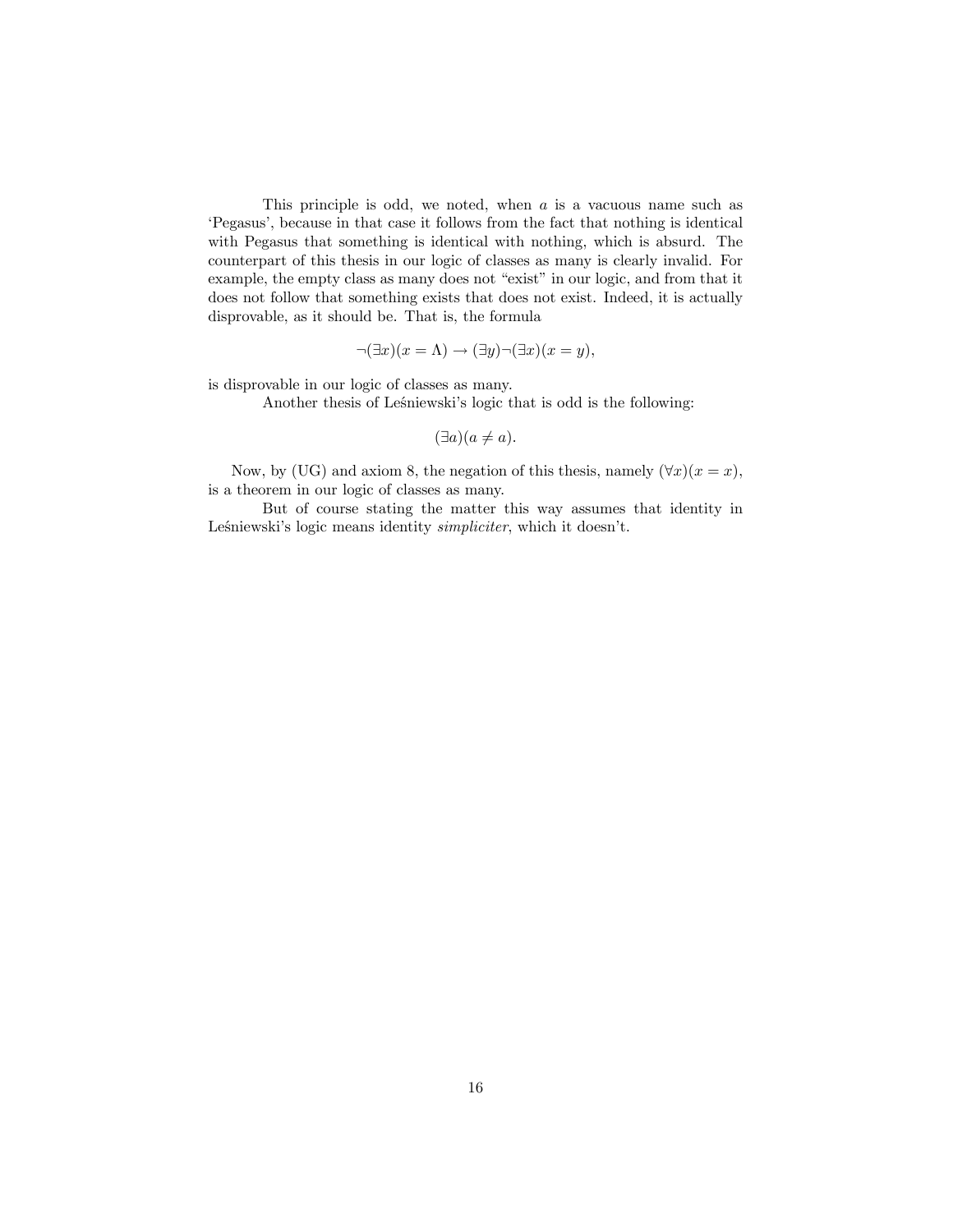This principle is odd, we noted, when $a$ is a vacuous name such as 'Pegasus', because in that case it follows from the fact that nothing is identical with Pegasus that something is identical with nothing, which is absurd. The counterpart of this thesis in our logic of classes as many is clearly invalid. For example, the empty class as many does not "exist" in our logic, and from that it does not follow that something exists that does not exist. Indeed, it is actually disprovable, as it should be. That is, the formula

$$\neg(\exists x)(x = \Lambda) \rightarrow (\exists y)\neg(\exists x)(x = y),$$

is disprovable in our logic of classes as many.

Another thesis of Leśniewski's logic that is odd is the following:

$$(\exists a)(a \neq a).$$

Now, by (UG) and axiom 8, the negation of this thesis, namely $(\forall x)(x = x)$, is a theorem in our logic of classes as many.

But of course stating the matter this way assumes that identity in Leśniewski's logic means identity *simpliciter*, which it doesn't.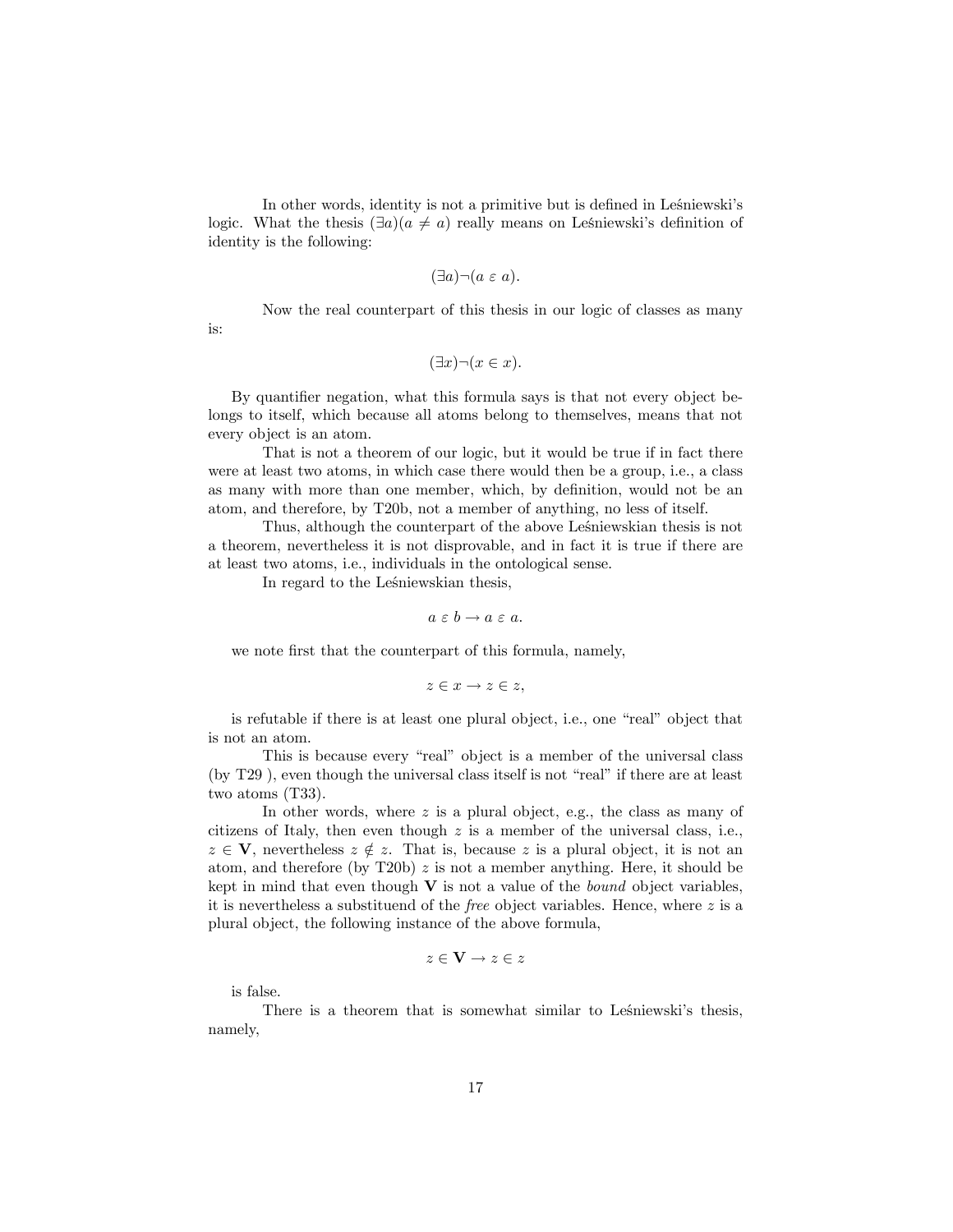In other words, identity is not a primitive but is defined in Leśniewski's logic. What the thesis $(\exists a)(a \neq a)$ really means on Leśniewski's definition of identity is the following:

$$(\exists a)\neg(a \; \varepsilon \; a).$$

Now the real counterpart of this thesis in our logic of classes as many is:

$$(\exists x)\neg(x \in x).$$

By quantifier negation, what this formula says is that not every object belongs to itself, which because all atoms belong to themselves, means that not every object is an atom.

That is not a theorem of our logic, but it would be true if in fact there were at least two atoms, in which case there would then be a group, i.e., a class as many with more than one member, which, by definition, would not be an atom, and therefore, by T20b, not a member of anything, no less of itself.

Thus, although the counterpart of the above Leśniewskian thesis is not a theorem, nevertheless it is not disprovable, and in fact it is true if there are at least two atoms, i.e., individuals in the ontological sense.

In regard to the Leśniewskian thesis,

$$a \; \varepsilon \; b \rightarrow a \; \varepsilon \; a.$$

we note first that the counterpart of this formula, namely,

$$z \in x \rightarrow z \in z,$$

is refutable if there is at least one plural object, i.e., one "real" object that is not an atom.

This is because every "real" object is a member of the universal class (by T29 ), even though the universal class itself is not "real" if there are at least two atoms (T33).

In other words, where $z$ is a plural object, e.g., the class as many of citizens of Italy, then even though $z$ is a member of the universal class, i.e., $z \in \mathbf{V}$, nevertheless $z \notin z$. That is, because $z$ is a plural object, it is not an atom, and therefore (by T20b) $z$ is not a member anything. Here, it should be kept in mind that even though $\mathbf{V}$ is not a value of the *bound* object variables, it is nevertheless a substituend of the *free* object variables. Hence, where $z$ is a plural object, the following instance of the above formula,

$$z \in \mathbf{V} \rightarrow z \in z$$

is false.

There is a theorem that is somewhat similar to Leśniewski's thesis, namely,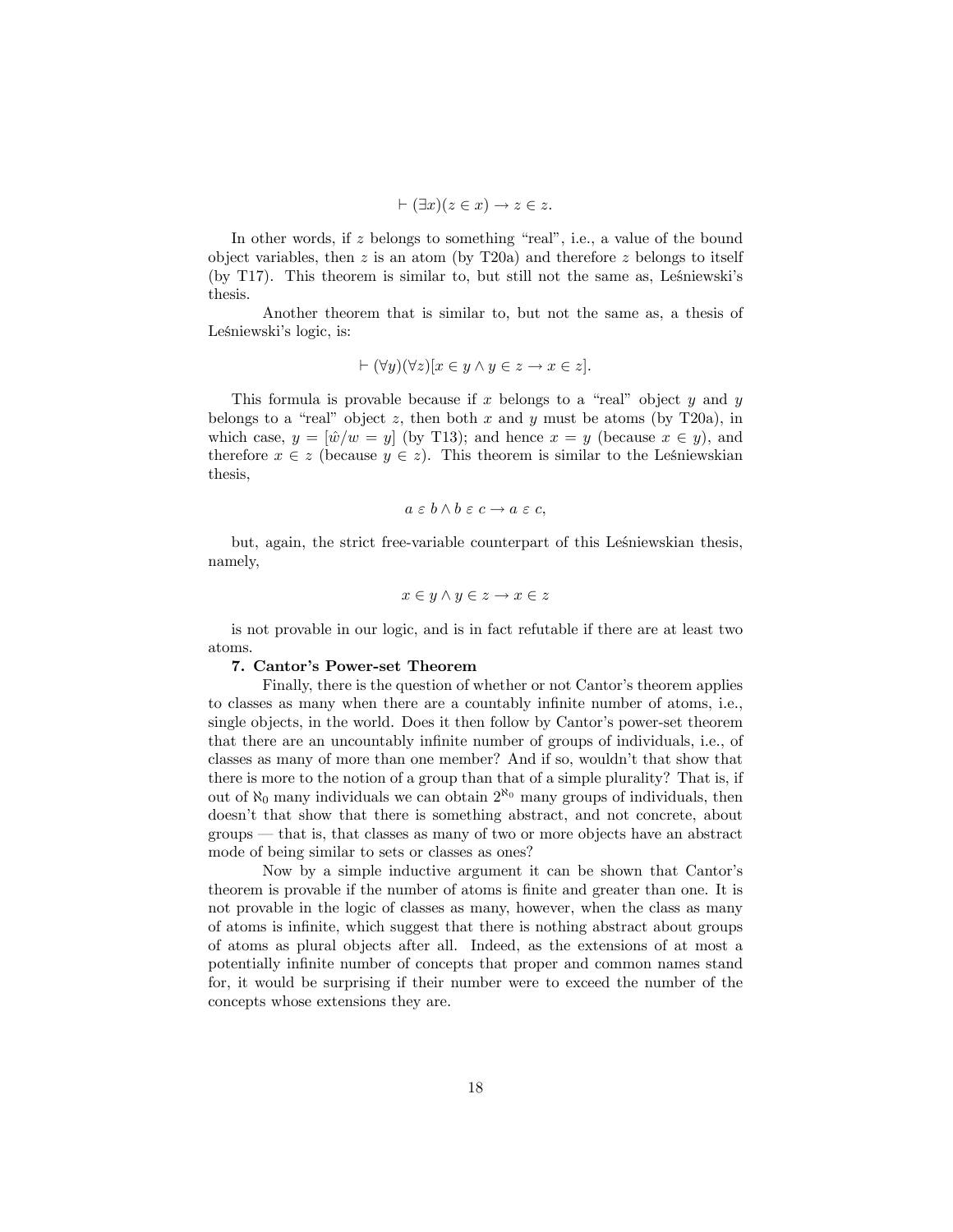$$\vdash (\exists x)(z \in x) \rightarrow z \in z.$$

In other words, if $z$ belongs to something "real", i.e., a value of the bound object variables, then $z$ is an atom (by T20a) and therefore $z$ belongs to itself (by T17). This theorem is similar to, but still not the same as, Leśniewski's thesis.

Another theorem that is similar to, but not the same as, a thesis of Leśniewski's logic, is:

$$\vdash (\forall y)(\forall z)[x \in y \wedge y \in z \rightarrow x \in z].$$

This formula is provable because if $x$ belongs to a "real" object $y$ and $y$ belongs to a "real" object $z$, then both $x$ and $y$ must be atoms (by T20a), in which case, $y = [\hat{w}/w = y]$ (by T13); and hence $x = y$ (because $x \in y$), and therefore $x \in z$ (because $y \in z$). This theorem is similar to the Leśniewskian thesis,

$$a \; \varepsilon \; b \wedge b \; \varepsilon \; c \rightarrow a \; \varepsilon \; c,$$

but, again, the strict free-variable counterpart of this Leśniewskian thesis, namely,

$$x \in y \wedge y \in z \rightarrow x \in z$$

is not provable in our logic, and is in fact refutable if there are at least two atoms.

**7. Cantor's Power-set Theorem**

Finally, there is the question of whether or not Cantor's theorem applies to classes as many when there are a countably infinite number of atoms, i.e., single objects, in the world. Does it then follow by Cantor's power-set theorem that there are an uncountably infinite number of groups of individuals, i.e., of classes as many of more than one member? And if so, wouldn't that show that there is more to the notion of a group than that of a simple plurality? That is, if out of $\aleph_0$ many individuals we can obtain $2^{\aleph_0}$ many groups of individuals, then doesn't that show that there is something abstract, and not concrete, about groups — that is, that classes as many of two or more objects have an abstract mode of being similar to sets or classes as ones?

Now by a simple inductive argument it can be shown that Cantor's theorem is provable if the number of atoms is finite and greater than one. It is not provable in the logic of classes as many, however, when the class as many of atoms is infinite, which suggest that there is nothing abstract about groups of atoms as plural objects after all. Indeed, as the extensions of at most a potentially infinite number of concepts that proper and common names stand for, it would be surprising if their number were to exceed the number of the concepts whose extensions they are.